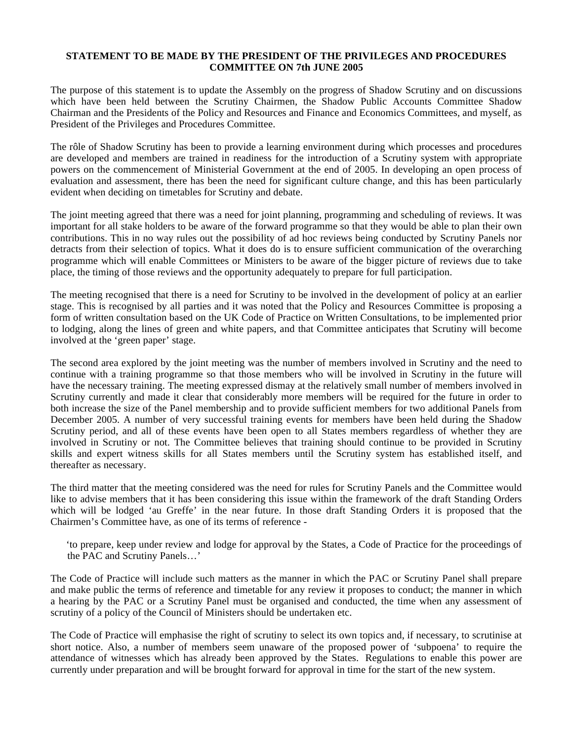**STATEMENT TO BE MADE BY THE PRESIDENT OF THE PRIVILEGES AND PROCEDURES COMMITTEE ON 7th JUNE 2005**

The purpose of this statement is to update the Assembly on the progress of Shadow Scrutiny and on discussions which have been held between the Scrutiny Chairmen, the Shadow Public Accounts Committee Shadow Chairman and the Presidents of the Policy and Resources and Finance and Economics Committees, and myself, as President of the Privileges and Procedures Committee.

The rôle of Shadow Scrutiny has been to provide a learning environment during which processes and procedures are developed and members are trained in readiness for the introduction of a Scrutiny system with appropriate powers on the commencement of Ministerial Government at the end of 2005. In developing an open process of evaluation and assessment, there has been the need for significant culture change, and this has been particularly evident when deciding on timetables for Scrutiny and debate.

The joint meeting agreed that there was a need for joint planning, programming and scheduling of reviews. It was important for all stake holders to be aware of the forward programme so that they would be able to plan their own contributions. This in no way rules out the possibility of ad hoc reviews being conducted by Scrutiny Panels nor detracts from their selection of topics. What it does do is to ensure sufficient communication of the overarching programme which will enable Committees or Ministers to be aware of the bigger picture of reviews due to take place, the timing of those reviews and the opportunity adequately to prepare for full participation.

The meeting recognised that there is a need for Scrutiny to be involved in the development of policy at an earlier stage. This is recognised by all parties and it was noted that the Policy and Resources Committee is proposing a form of written consultation based on the UK Code of Practice on Written Consultations, to be implemented prior to lodging, along the lines of green and white papers, and that Committee anticipates that Scrutiny will become involved at the 'green paper' stage.

The second area explored by the joint meeting was the number of members involved in Scrutiny and the need to continue with a training programme so that those members who will be involved in Scrutiny in the future will have the necessary training. The meeting expressed dismay at the relatively small number of members involved in Scrutiny currently and made it clear that considerably more members will be required for the future in order to both increase the size of the Panel membership and to provide sufficient members for two additional Panels from December 2005. A number of very successful training events for members have been held during the Shadow Scrutiny period, and all of these events have been open to all States members regardless of whether they are involved in Scrutiny or not. The Committee believes that training should continue to be provided in Scrutiny skills and expert witness skills for all States members until the Scrutiny system has established itself, and thereafter as necessary.

The third matter that the meeting considered was the need for rules for Scrutiny Panels and the Committee would like to advise members that it has been considering this issue within the framework of the draft Standing Orders which will be lodged 'au Greffe' in the near future. In those draft Standing Orders it is proposed that the Chairmen's Committee have, as one of its terms of reference -

> 'to prepare, keep under review and lodge for approval by the States, a Code of Practice for the proceedings of the PAC and Scrutiny Panels…'

The Code of Practice will include such matters as the manner in which the PAC or Scrutiny Panel shall prepare and make public the terms of reference and timetable for any review it proposes to conduct; the manner in which a hearing by the PAC or a Scrutiny Panel must be organised and conducted, the time when any assessment of scrutiny of a policy of the Council of Ministers should be undertaken etc.

The Code of Practice will emphasise the right of scrutiny to select its own topics and, if necessary, to scrutinise at short notice. Also, a number of members seem unaware of the proposed power of 'subpoena' to require the attendance of witnesses which has already been approved by the States. Regulations to enable this power are currently under preparation and will be brought forward for approval in time for the start of the new system.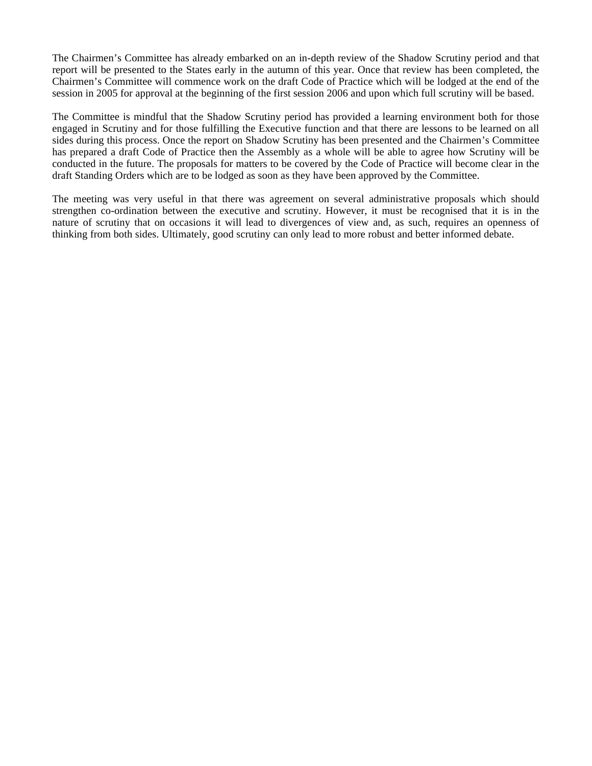The Chairmen's Committee has already embarked on an in-depth review of the Shadow Scrutiny period and that report will be presented to the States early in the autumn of this year. Once that review has been completed, the Chairmen's Committee will commence work on the draft Code of Practice which will be lodged at the end of the session in 2005 for approval at the beginning of the first session 2006 and upon which full scrutiny will be based.

The Committee is mindful that the Shadow Scrutiny period has provided a learning environment both for those engaged in Scrutiny and for those fulfilling the Executive function and that there are lessons to be learned on all sides during this process. Once the report on Shadow Scrutiny has been presented and the Chairmen's Committee has prepared a draft Code of Practice then the Assembly as a whole will be able to agree how Scrutiny will be conducted in the future. The proposals for matters to be covered by the Code of Practice will become clear in the draft Standing Orders which are to be lodged as soon as they have been approved by the Committee.

The meeting was very useful in that there was agreement on several administrative proposals which should strengthen co-ordination between the executive and scrutiny. However, it must be recognised that it is in the nature of scrutiny that on occasions it will lead to divergences of view and, as such, requires an openness of thinking from both sides. Ultimately, good scrutiny can only lead to more robust and better informed debate.